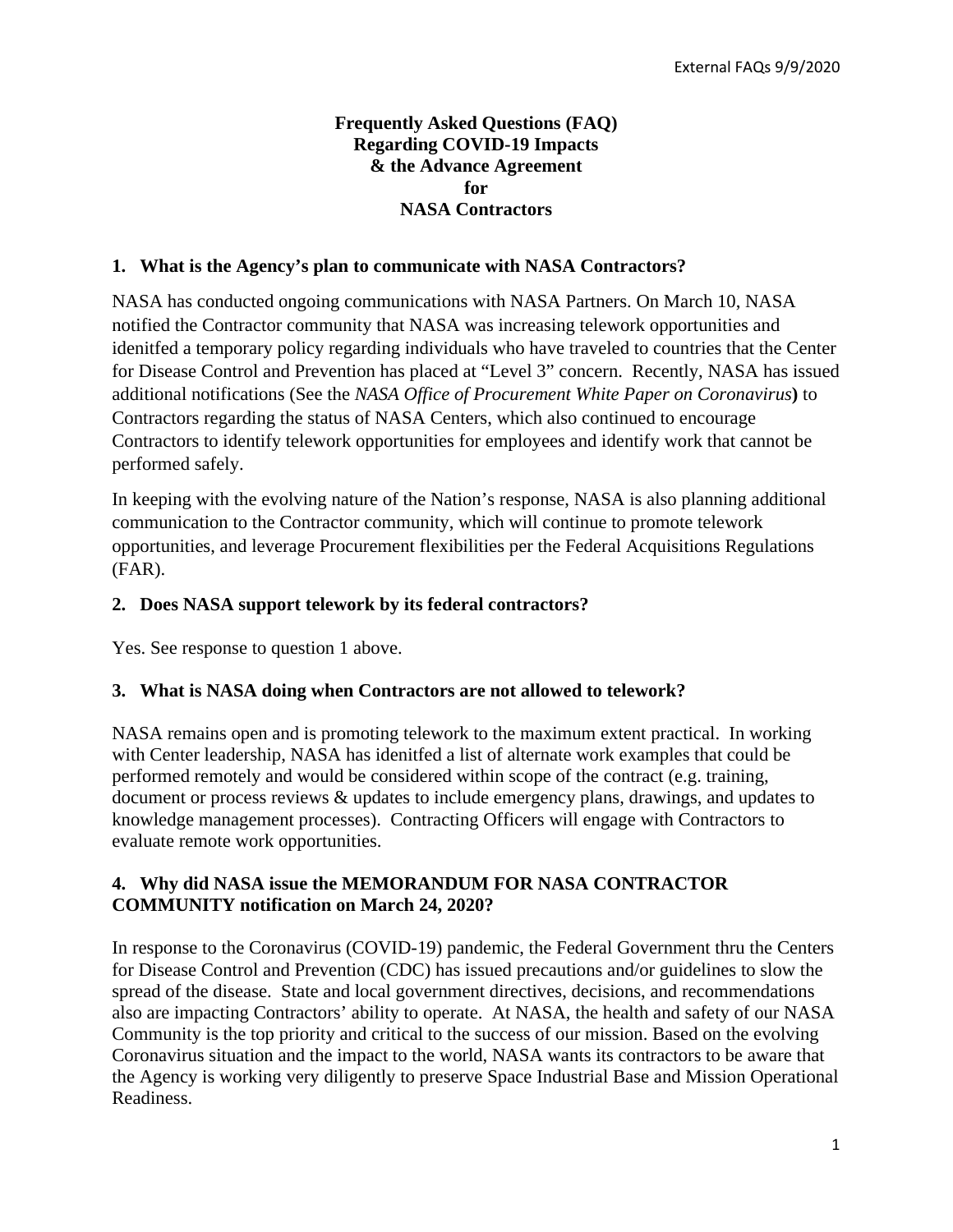# Frequently Asked Questions (FAQ) Regarding COVID-19 Impacts & the Advance Agreement for NASA Contractors

## 1. What is the Agency's plan to communicate with NASA Contractors?

NASA has conducted ongoing communications with NASA Partners. On March 10, NASA notified the Contractor community that NASA was increasing telework opportunities and idenitfed a temporary policy regarding individuals who have traveled to countries that the Center for Disease Control and Prevention has placed at "Level 3" concern. Recently, NASA has issued additional notifications (See the *NASA Office of Procurement White Paper on Coronavirus***)** to Contractors regarding the status of NASA Centers, which also continued to encourage Contractors to identify telework opportunities for employees and identify work that cannot be performed safely.

In keeping with the evolving nature of the Nation's response, NASA is also planning additional communication to the Contractor community, which will continue to promote telework opportunities, and leverage Procurement flexibilities per the Federal Acquisitions Regulations (FAR).

## 2. Does NASA support telework by its federal contractors?

Yes. See response to question 1 above.

## 3. What is NASA doing when Contractors are not allowed to telework?

NASA remains open and is promoting telework to the maximum extent practical. In working with Center leadership, NASA has idenitfed a list of alternate work examples that could be performed remotely and would be considered within scope of the contract (e.g. training, document or process reviews & updates to include emergency plans, drawings, and updates to knowledge management processes). Contracting Officers will engage with Contractors to evaluate remote work opportunities.

## 4. Why did NASA issue the MEMORANDUM FOR NASA CONTRACTOR COMMUNITY notification on March 24, 2020?

In response to the Coronavirus (COVID-19) pandemic, the Federal Government thru the Centers for Disease Control and Prevention (CDC) has issued precautions and/or guidelines to slow the spread of the disease. State and local government directives, decisions, and recommendations also are impacting Contractors' ability to operate. At NASA, the health and safety of our NASA Community is the top priority and critical to the success of our mission. Based on the evolving Coronavirus situation and the impact to the world, NASA wants its contractors to be aware that the Agency is working very diligently to preserve Space Industrial Base and Mission Operational Readiness.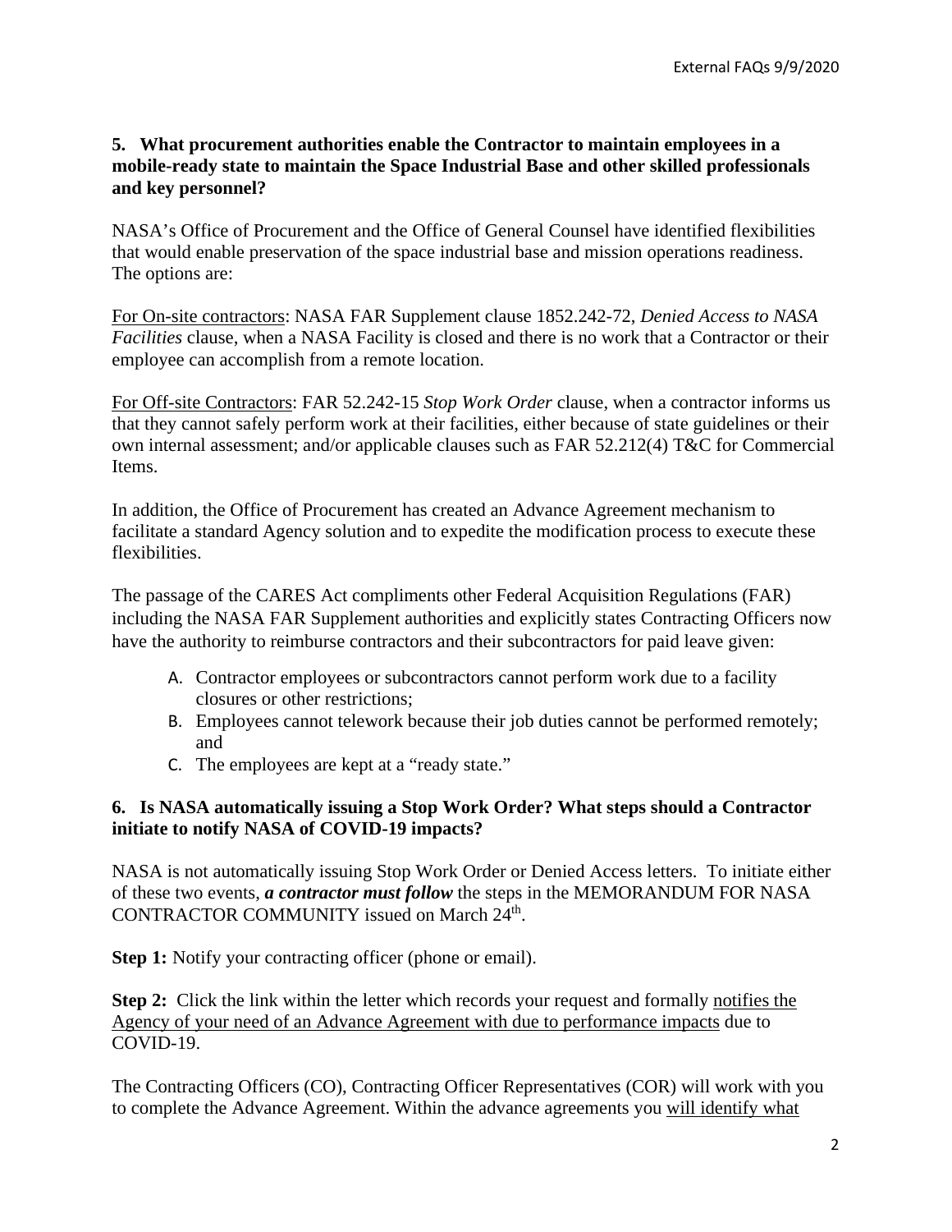### 5. What procurement authorities enable the Contractor to maintain employees in a mobile-ready state to maintain the Space Industrial Base and other skilled professionals and key personnel?

NASA's Office of Procurement and the Office of General Counsel have identified flexibilities that would enable preservation of the space industrial base and mission operations readiness. The options are:

<u>For On-site contractors</u>: NASA FAR Supplement clause 1852.242-72, *Denied Access to NASA Facilities* clause, when a NASA Facility is closed and there is no work that a Contractor or their employee can accomplish from a remote location.

<u>For Off-site Contractors</u>: FAR 52.242-15 *Stop Work Order* clause, when a contractor informs us that they cannot safely perform work at their facilities, either because of state guidelines or their own internal assessment; and/or applicable clauses such as FAR 52.212(4) T&C for Commercial Items.

In addition, the Office of Procurement has created an Advance Agreement mechanism to facilitate a standard Agency solution and to expedite the modification process to execute these flexibilities.

The passage of the CARES Act compliments other Federal Acquisition Regulations (FAR) including the NASA FAR Supplement authorities and explicitly states Contracting Officers now have the authority to reimburse contractors and their subcontractors for paid leave given:

A. Contractor employees or subcontractors cannot perform work due to a facility closures or other restrictions;
B. Employees cannot telework because their job duties cannot be performed remotely; and
C. The employees are kept at a "ready state."

### 6. Is NASA automatically issuing a Stop Work Order? What steps should a Contractor initiate to notify NASA of COVID-19 impacts?

NASA is not automatically issuing Stop Work Order or Denied Access letters. To initiate either of these two events, ***a contractor must follow*** the steps in the MEMORANDUM FOR NASA CONTRACTOR COMMUNITY issued on March 24th.

**Step 1:** Notify your contracting officer (phone or email).

**Step 2:** Click the link within the letter which records your request and formally <u>notifies the Agency of your need of an Advance Agreement with due to performance impacts</u> due to COVID-19.

The Contracting Officers (CO), Contracting Officer Representatives (COR) will work with you to complete the Advance Agreement. Within the advance agreements you <u>will identify what</u>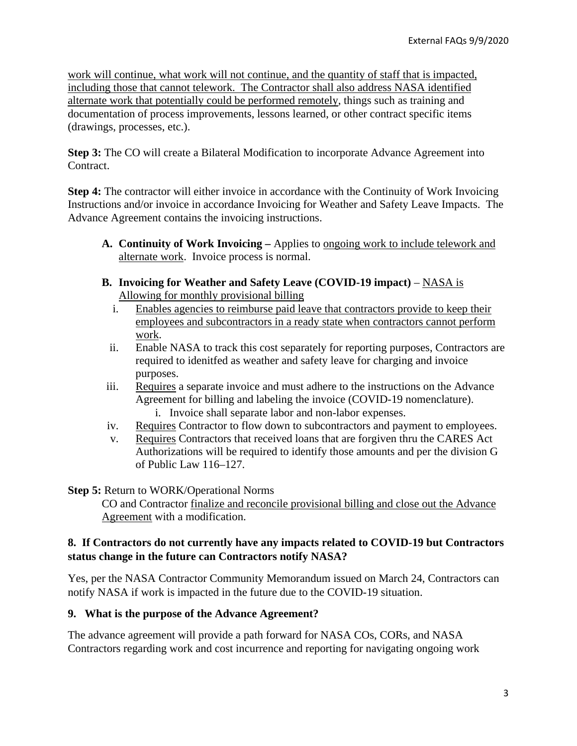work will continue, what work will not continue, and the quantity of staff that is impacted, including those that cannot telework. The Contractor shall also address NASA identified alternate work that potentially could be performed remotely, things such as training and documentation of process improvements, lessons learned, or other contract specific items (drawings, processes, etc.).

**Step 3:** The CO will create a Bilateral Modification to incorporate Advance Agreement into Contract.

**Step 4:** The contractor will either invoice in accordance with the Continuity of Work Invoicing Instructions and/or invoice in accordance Invoicing for Weather and Safety Leave Impacts. The Advance Agreement contains the invoicing instructions.

A. **Continuity of Work Invoicing –** Applies to ongoing work to include telework and alternate work. Invoice process is normal.

B. **Invoicing for Weather and Safety Leave (COVID-19 impact)** – NASA is Allowing for monthly provisional billing
   i. Enables agencies to reimburse paid leave that contractors provide to keep their employees and subcontractors in a ready state when contractors cannot perform work.
   ii. Enable NASA to track this cost separately for reporting purposes, Contractors are required to idenitfed as weather and safety leave for charging and invoice purposes.
   iii. Requires a separate invoice and must adhere to the instructions on the Advance Agreement for billing and labeling the invoice (COVID-19 nomenclature).
      i. Invoice shall separate labor and non-labor expenses.
   iv. Requires Contractor to flow down to subcontractors and payment to employees.
   v. Requires Contractors that received loans that are forgiven thru the CARES Act Authorizations will be required to identify those amounts and per the division G of Public Law 116–127.

**Step 5:** Return to WORK/Operational Norms
CO and Contractor finalize and reconcile provisional billing and close out the Advance Agreement with a modification.

**8. If Contractors do not currently have any impacts related to COVID-19 but Contractors status change in the future can Contractors notify NASA?**

Yes, per the NASA Contractor Community Memorandum issued on March 24, Contractors can notify NASA if work is impacted in the future due to the COVID-19 situation.

**9. What is the purpose of the Advance Agreement?**

The advance agreement will provide a path forward for NASA COs, CORs, and NASA Contractors regarding work and cost incurrence and reporting for navigating ongoing work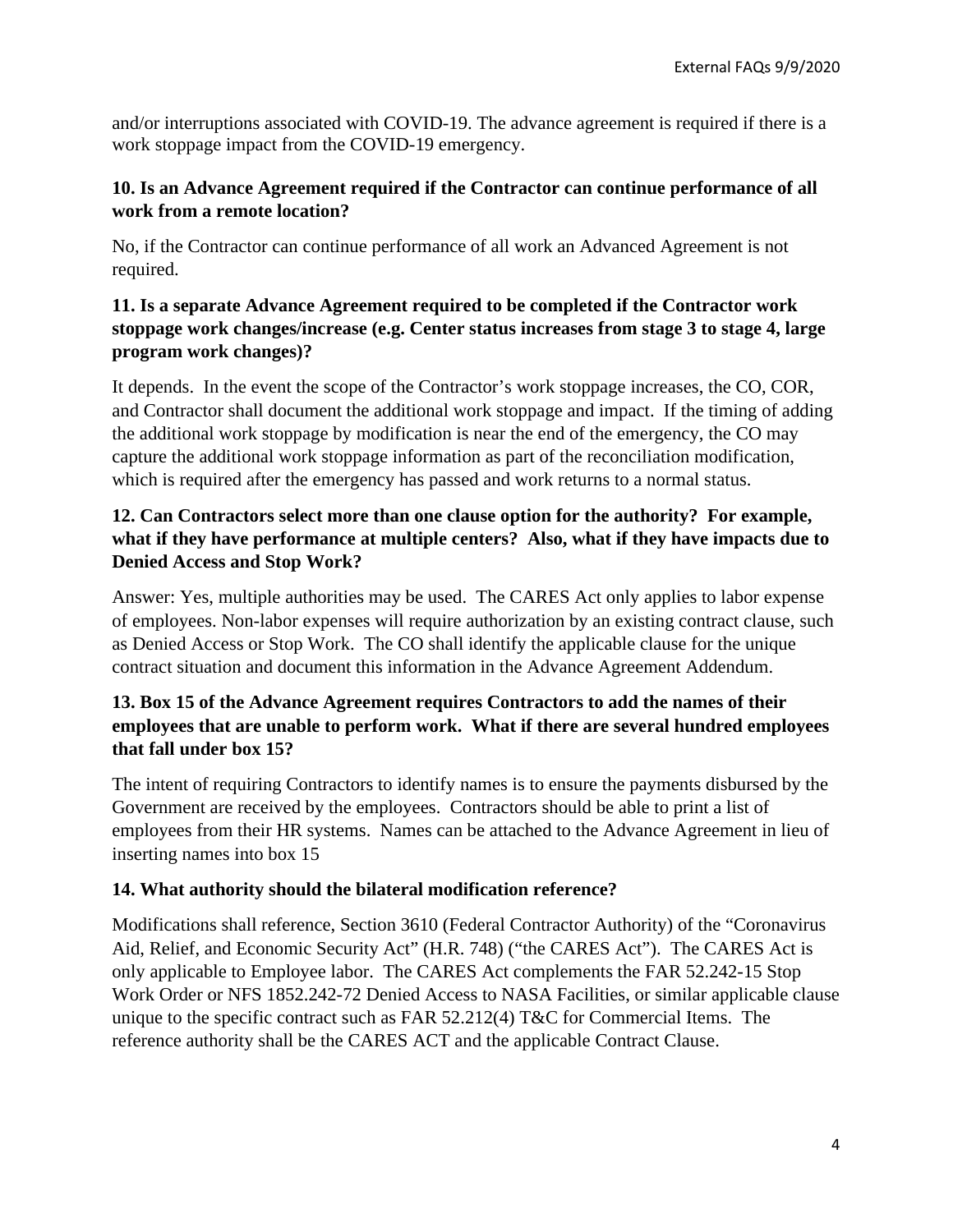and/or interruptions associated with COVID-19. The advance agreement is required if there is a work stoppage impact from the COVID-19 emergency.

**10. Is an Advance Agreement required if the Contractor can continue performance of all work from a remote location?**

No, if the Contractor can continue performance of all work an Advanced Agreement is not required.

**11. Is a separate Advance Agreement required to be completed if the Contractor work stoppage work changes/increase (e.g. Center status increases from stage 3 to stage 4, large program work changes)?**

It depends. In the event the scope of the Contractor's work stoppage increases, the CO, COR, and Contractor shall document the additional work stoppage and impact. If the timing of adding the additional work stoppage by modification is near the end of the emergency, the CO may capture the additional work stoppage information as part of the reconciliation modification, which is required after the emergency has passed and work returns to a normal status.

**12. Can Contractors select more than one clause option for the authority? For example, what if they have performance at multiple centers? Also, what if they have impacts due to Denied Access and Stop Work?**

Answer: Yes, multiple authorities may be used. The CARES Act only applies to labor expense of employees. Non-labor expenses will require authorization by an existing contract clause, such as Denied Access or Stop Work. The CO shall identify the applicable clause for the unique contract situation and document this information in the Advance Agreement Addendum.

**13. Box 15 of the Advance Agreement requires Contractors to add the names of their employees that are unable to perform work. What if there are several hundred employees that fall under box 15?**

The intent of requiring Contractors to identify names is to ensure the payments disbursed by the Government are received by the employees. Contractors should be able to print a list of employees from their HR systems. Names can be attached to the Advance Agreement in lieu of inserting names into box 15

**14. What authority should the bilateral modification reference?**

Modifications shall reference, Section 3610 (Federal Contractor Authority) of the "Coronavirus Aid, Relief, and Economic Security Act" (H.R. 748) ("the CARES Act"). The CARES Act is only applicable to Employee labor. The CARES Act complements the FAR 52.242-15 Stop Work Order or NFS 1852.242-72 Denied Access to NASA Facilities, or similar applicable clause unique to the specific contract such as FAR 52.212(4) T&C for Commercial Items. The reference authority shall be the CARES ACT and the applicable Contract Clause.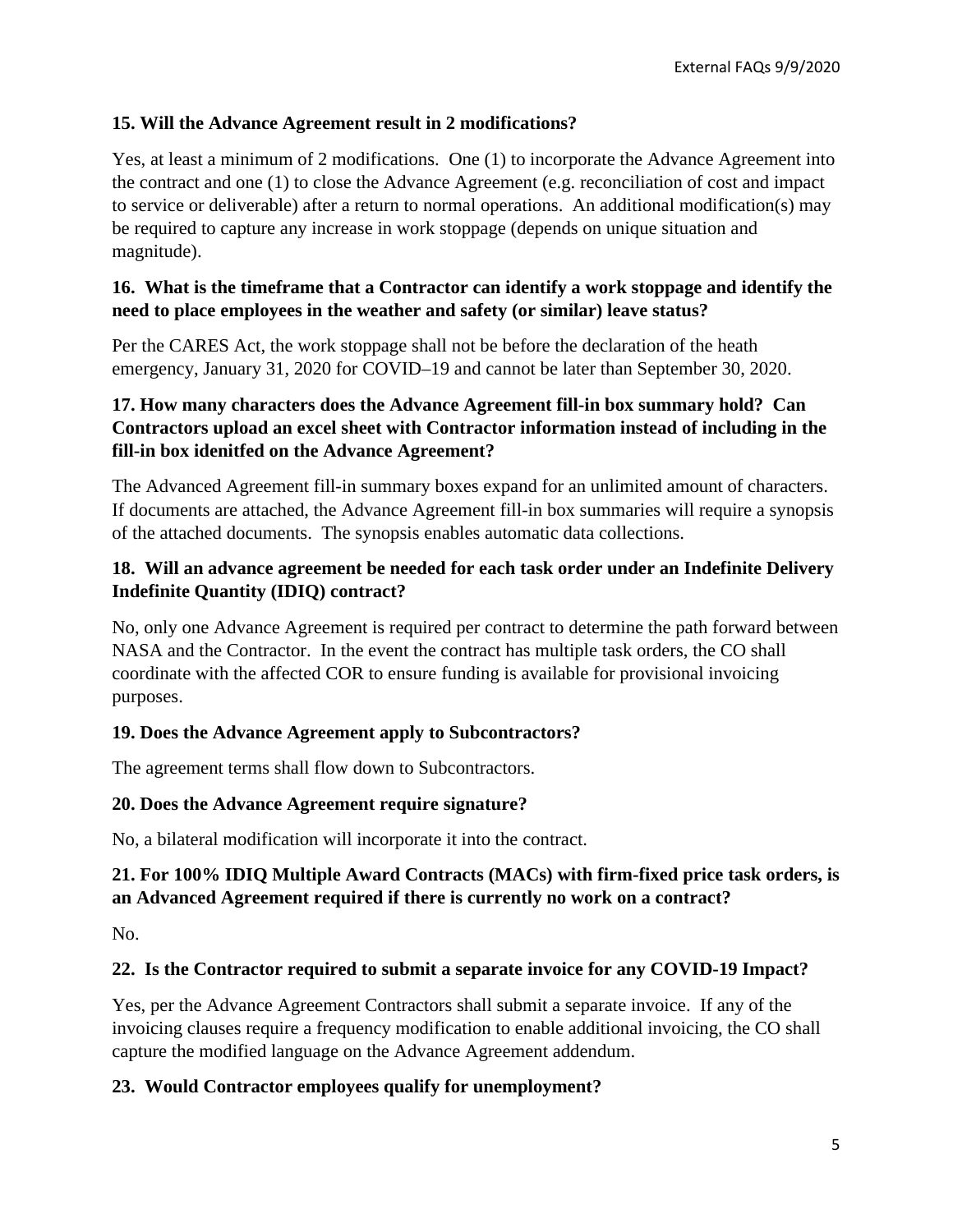**15. Will the Advance Agreement result in 2 modifications?**

Yes, at least a minimum of 2 modifications. One (1) to incorporate the Advance Agreement into the contract and one (1) to close the Advance Agreement (e.g. reconciliation of cost and impact to service or deliverable) after a return to normal operations. An additional modification(s) may be required to capture any increase in work stoppage (depends on unique situation and magnitude).

**16. What is the timeframe that a Contractor can identify a work stoppage and identify the need to place employees in the weather and safety (or similar) leave status?**

Per the CARES Act, the work stoppage shall not be before the declaration of the heath emergency, January 31, 2020 for COVID–19 and cannot be later than September 30, 2020.

**17. How many characters does the Advance Agreement fill-in box summary hold? Can Contractors upload an excel sheet with Contractor information instead of including in the fill-in box idenitfed on the Advance Agreement?**

The Advanced Agreement fill-in summary boxes expand for an unlimited amount of characters. If documents are attached, the Advance Agreement fill-in box summaries will require a synopsis of the attached documents. The synopsis enables automatic data collections.

**18. Will an advance agreement be needed for each task order under an Indefinite Delivery Indefinite Quantity (IDIQ) contract?**

No, only one Advance Agreement is required per contract to determine the path forward between NASA and the Contractor. In the event the contract has multiple task orders, the CO shall coordinate with the affected COR to ensure funding is available for provisional invoicing purposes.

**19. Does the Advance Agreement apply to Subcontractors?**

The agreement terms shall flow down to Subcontractors.

**20. Does the Advance Agreement require signature?**

No, a bilateral modification will incorporate it into the contract.

**21. For 100% IDIQ Multiple Award Contracts (MACs) with firm-fixed price task orders, is an Advanced Agreement required if there is currently no work on a contract?**

No.

**22. Is the Contractor required to submit a separate invoice for any COVID-19 Impact?**

Yes, per the Advance Agreement Contractors shall submit a separate invoice. If any of the invoicing clauses require a frequency modification to enable additional invoicing, the CO shall capture the modified language on the Advance Agreement addendum.

**23. Would Contractor employees qualify for unemployment?**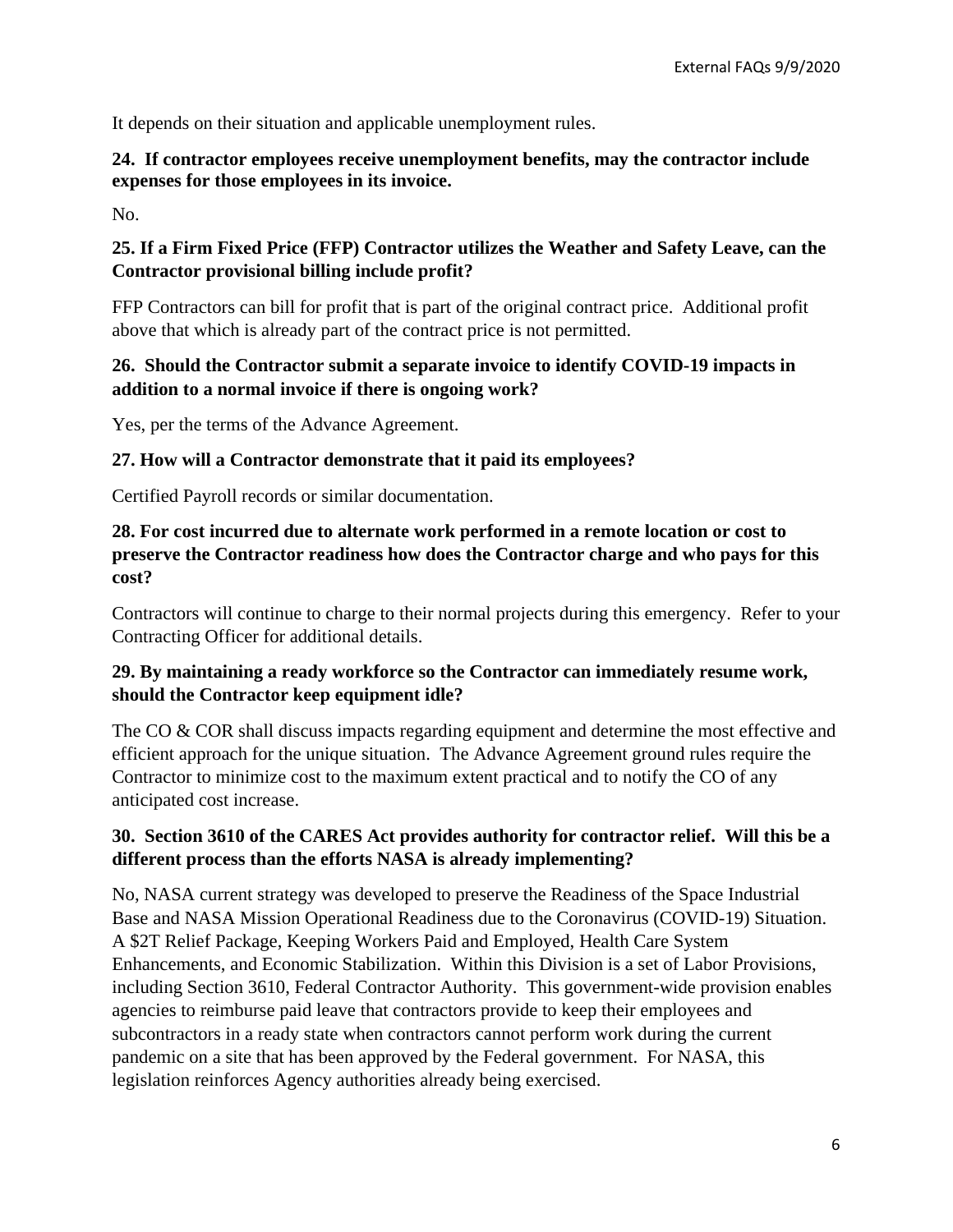It depends on their situation and applicable unemployment rules.

**24. If contractor employees receive unemployment benefits, may the contractor include expenses for those employees in its invoice.**

No.

**25. If a Firm Fixed Price (FFP) Contractor utilizes the Weather and Safety Leave, can the Contractor provisional billing include profit?**

FFP Contractors can bill for profit that is part of the original contract price. Additional profit above that which is already part of the contract price is not permitted.

**26. Should the Contractor submit a separate invoice to identify COVID-19 impacts in addition to a normal invoice if there is ongoing work?**

Yes, per the terms of the Advance Agreement.

**27. How will a Contractor demonstrate that it paid its employees?**

Certified Payroll records or similar documentation.

**28. For cost incurred due to alternate work performed in a remote location or cost to preserve the Contractor readiness how does the Contractor charge and who pays for this cost?**

Contractors will continue to charge to their normal projects during this emergency. Refer to your Contracting Officer for additional details.

**29. By maintaining a ready workforce so the Contractor can immediately resume work, should the Contractor keep equipment idle?**

The CO & COR shall discuss impacts regarding equipment and determine the most effective and efficient approach for the unique situation. The Advance Agreement ground rules require the Contractor to minimize cost to the maximum extent practical and to notify the CO of any anticipated cost increase.

**30. Section 3610 of the CARES Act provides authority for contractor relief. Will this be a different process than the efforts NASA is already implementing?**

No, NASA current strategy was developed to preserve the Readiness of the Space Industrial Base and NASA Mission Operational Readiness due to the Coronavirus (COVID-19) Situation. A $2T Relief Package, Keeping Workers Paid and Employed, Health Care System Enhancements, and Economic Stabilization. Within this Division is a set of Labor Provisions, including Section 3610, Federal Contractor Authority. This government-wide provision enables agencies to reimburse paid leave that contractors provide to keep their employees and subcontractors in a ready state when contractors cannot perform work during the current pandemic on a site that has been approved by the Federal government. For NASA, this legislation reinforces Agency authorities already being exercised.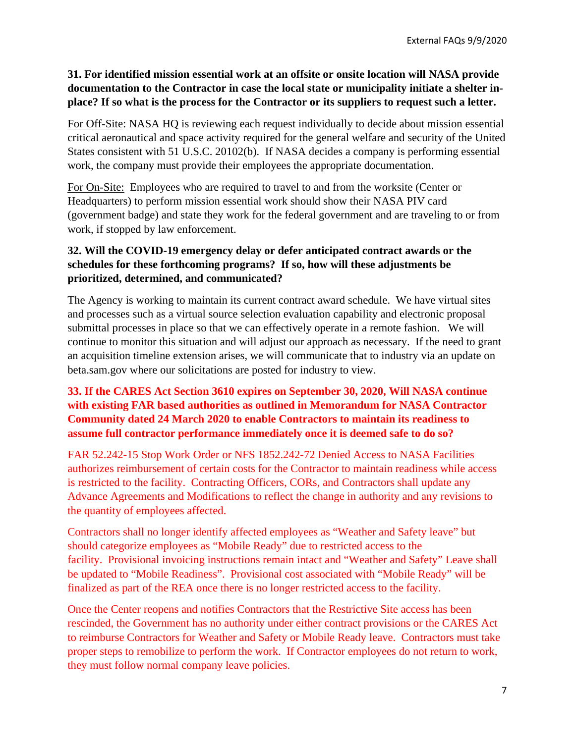**31. For identified mission essential work at an offsite or onsite location will NASA provide documentation to the Contractor in case the local state or municipality initiate a shelter in-place? If so what is the process for the Contractor or its suppliers to request such a letter.**

For Off-Site: NASA HQ is reviewing each request individually to decide about mission essential critical aeronautical and space activity required for the general welfare and security of the United States consistent with 51 U.S.C. 20102(b). If NASA decides a company is performing essential work, the company must provide their employees the appropriate documentation.

For On-Site: Employees who are required to travel to and from the worksite (Center or Headquarters) to perform mission essential work should show their NASA PIV card (government badge) and state they work for the federal government and are traveling to or from work, if stopped by law enforcement.

**32. Will the COVID-19 emergency delay or defer anticipated contract awards or the schedules for these forthcoming programs? If so, how will these adjustments be prioritized, determined, and communicated?**

The Agency is working to maintain its current contract award schedule. We have virtual sites and processes such as a virtual source selection evaluation capability and electronic proposal submittal processes in place so that we can effectively operate in a remote fashion. We will continue to monitor this situation and will adjust our approach as necessary. If the need to grant an acquisition timeline extension arises, we will communicate that to industry via an update on beta.sam.gov where our solicitations are posted for industry to view.

**33. If the CARES Act Section 3610 expires on September 30, 2020, Will NASA continue with existing FAR based authorities as outlined in Memorandum for NASA Contractor Community dated 24 March 2020 to enable Contractors to maintain its readiness to assume full contractor performance immediately once it is deemed safe to do so?**

FAR 52.242-15 Stop Work Order or NFS 1852.242-72 Denied Access to NASA Facilities authorizes reimbursement of certain costs for the Contractor to maintain readiness while access is restricted to the facility. Contracting Officers, CORs, and Contractors shall update any Advance Agreements and Modifications to reflect the change in authority and any revisions to the quantity of employees affected.

Contractors shall no longer identify affected employees as "Weather and Safety leave" but should categorize employees as "Mobile Ready" due to restricted access to the facility. Provisional invoicing instructions remain intact and "Weather and Safety" Leave shall be updated to "Mobile Readiness". Provisional cost associated with "Mobile Ready" will be finalized as part of the REA once there is no longer restricted access to the facility.

Once the Center reopens and notifies Contractors that the Restrictive Site access has been rescinded, the Government has no authority under either contract provisions or the CARES Act to reimburse Contractors for Weather and Safety or Mobile Ready leave. Contractors must take proper steps to remobilize to perform the work. If Contractor employees do not return to work, they must follow normal company leave policies.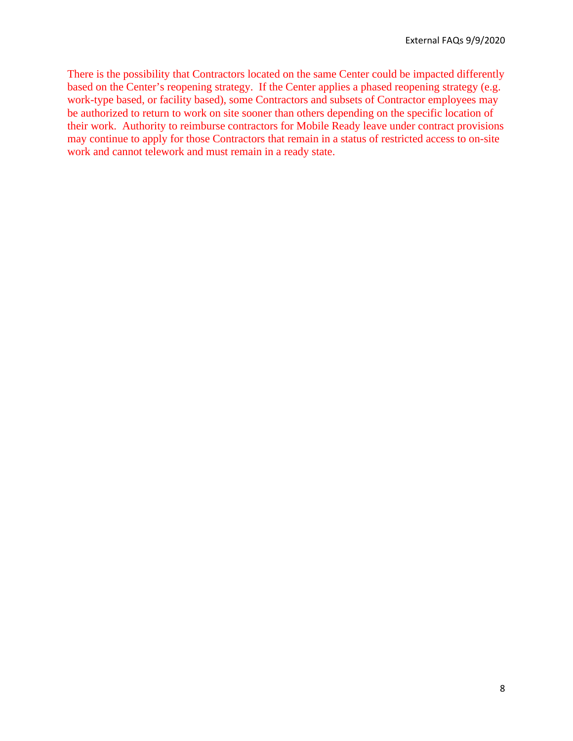There is the possibility that Contractors located on the same Center could be impacted differently based on the Center's reopening strategy. If the Center applies a phased reopening strategy (e.g. work-type based, or facility based), some Contractors and subsets of Contractor employees may be authorized to return to work on site sooner than others depending on the specific location of their work. Authority to reimburse contractors for Mobile Ready leave under contract provisions may continue to apply for those Contractors that remain in a status of restricted access to on-site work and cannot telework and must remain in a ready state.